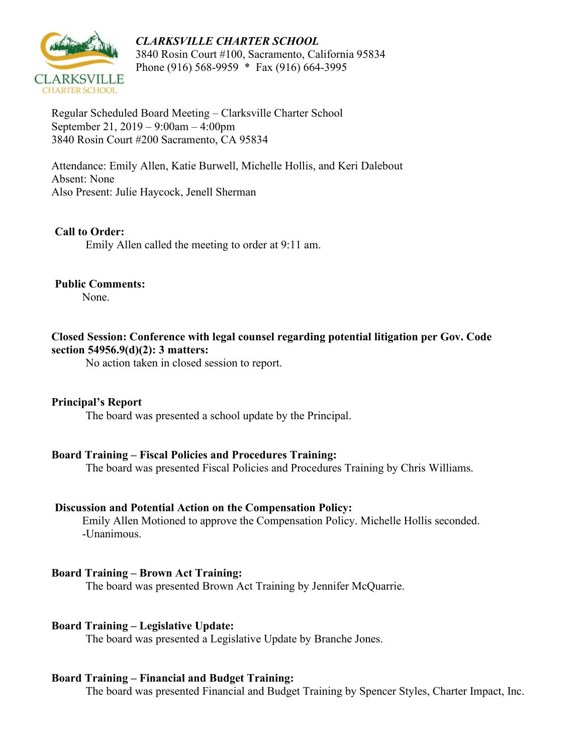***CLARKSVILLE CHARTER SCHOOL***
3840 Rosin Court #100, Sacramento, California 95834
Phone (916) 568-9959 * Fax (916) 664-3995

Regular Scheduled Board Meeting – Clarksville Charter School
September 21, 2019 – 9:00am – 4:00pm
3840 Rosin Court #200 Sacramento, CA 95834

Attendance: Emily Allen, Katie Burwell, Michelle Hollis, and Keri Dalebout
Absent: None
Also Present: Julie Haycock, Jenell Sherman

**Call to Order:**

Emily Allen called the meeting to order at 9:11 am.

**Public Comments:**

None.

**Closed Session: Conference with legal counsel regarding potential litigation per Gov. Code section 54956.9(d)(2): 3 matters:**

No action taken in closed session to report.

**Principal's Report**

The board was presented a school update by the Principal.

**Board Training – Fiscal Policies and Procedures Training:**

The board was presented Fiscal Policies and Procedures Training by Chris Williams.

**Discussion and Potential Action on the Compensation Policy:**

Emily Allen Motioned to approve the Compensation Policy. Michelle Hollis seconded.
-Unanimous.

**Board Training – Brown Act Training:**

The board was presented Brown Act Training by Jennifer McQuarrie.

**Board Training – Legislative Update:**

The board was presented a Legislative Update by Branche Jones.

**Board Training – Financial and Budget Training:**

The board was presented Financial and Budget Training by Spencer Styles, Charter Impact, Inc.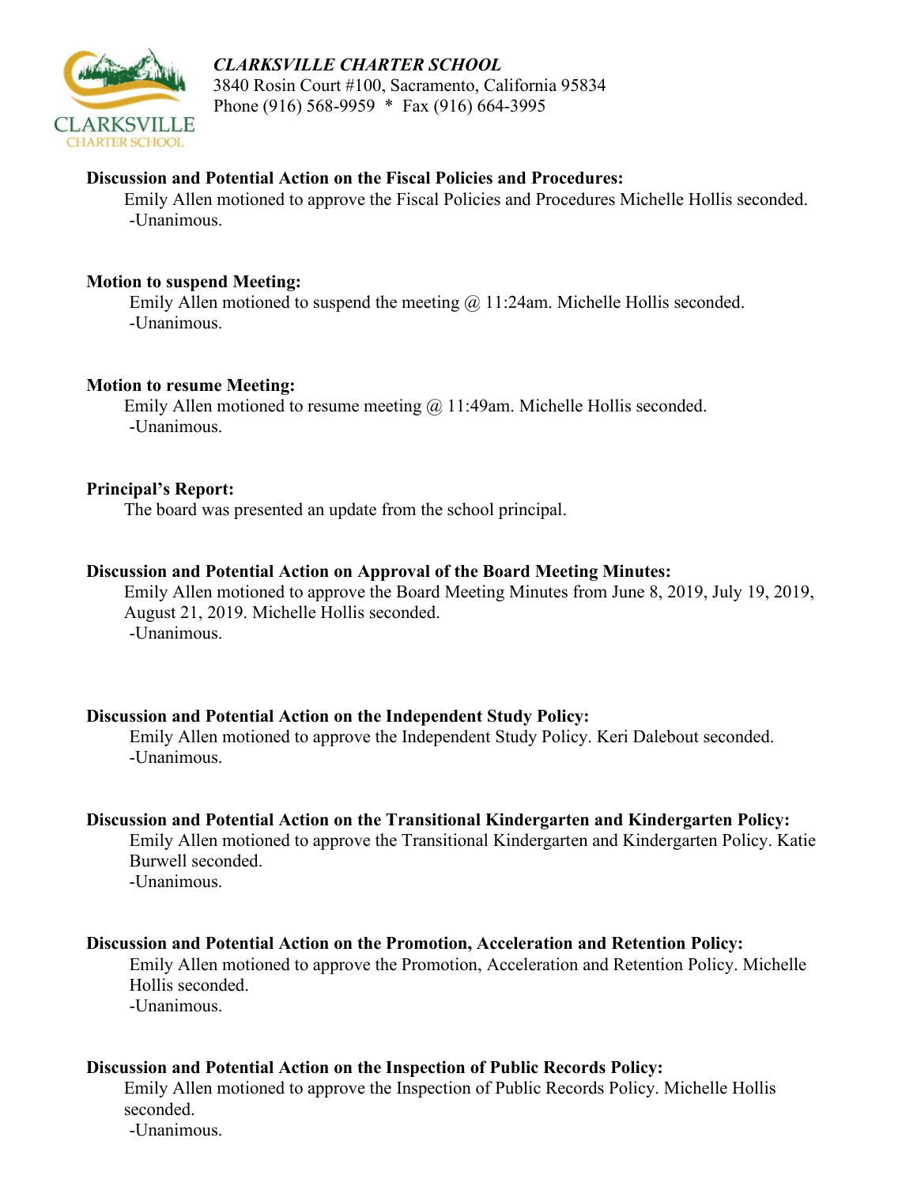*CLARKSVILLE CHARTER SCHOOL*
3840 Rosin Court #100, Sacramento, California 95834
Phone (916) 568-9959 * Fax (916) 664-3995

**Discussion and Potential Action on the Fiscal Policies and Procedures:**
Emily Allen motioned to approve the Fiscal Policies and Procedures Michelle Hollis seconded.
-Unanimous.

**Motion to suspend Meeting:**
Emily Allen motioned to suspend the meeting @ 11:24am. Michelle Hollis seconded.
-Unanimous.

**Motion to resume Meeting:**
Emily Allen motioned to resume meeting @ 11:49am. Michelle Hollis seconded.
-Unanimous.

**Principal's Report:**
The board was presented an update from the school principal.

**Discussion and Potential Action on Approval of the Board Meeting Minutes:**
Emily Allen motioned to approve the Board Meeting Minutes from June 8, 2019, July 19, 2019, August 21, 2019. Michelle Hollis seconded.
-Unanimous.

**Discussion and Potential Action on the Independent Study Policy:**
Emily Allen motioned to approve the Independent Study Policy. Keri Dalebout seconded.
-Unanimous.

**Discussion and Potential Action on the Transitional Kindergarten and Kindergarten Policy:**
Emily Allen motioned to approve the Transitional Kindergarten and Kindergarten Policy. Katie Burwell seconded.
-Unanimous.

**Discussion and Potential Action on the Promotion, Acceleration and Retention Policy:**
Emily Allen motioned to approve the Promotion, Acceleration and Retention Policy. Michelle Hollis seconded.
-Unanimous.

**Discussion and Potential Action on the Inspection of Public Records Policy:**
Emily Allen motioned to approve the Inspection of Public Records Policy. Michelle Hollis seconded.
-Unanimous.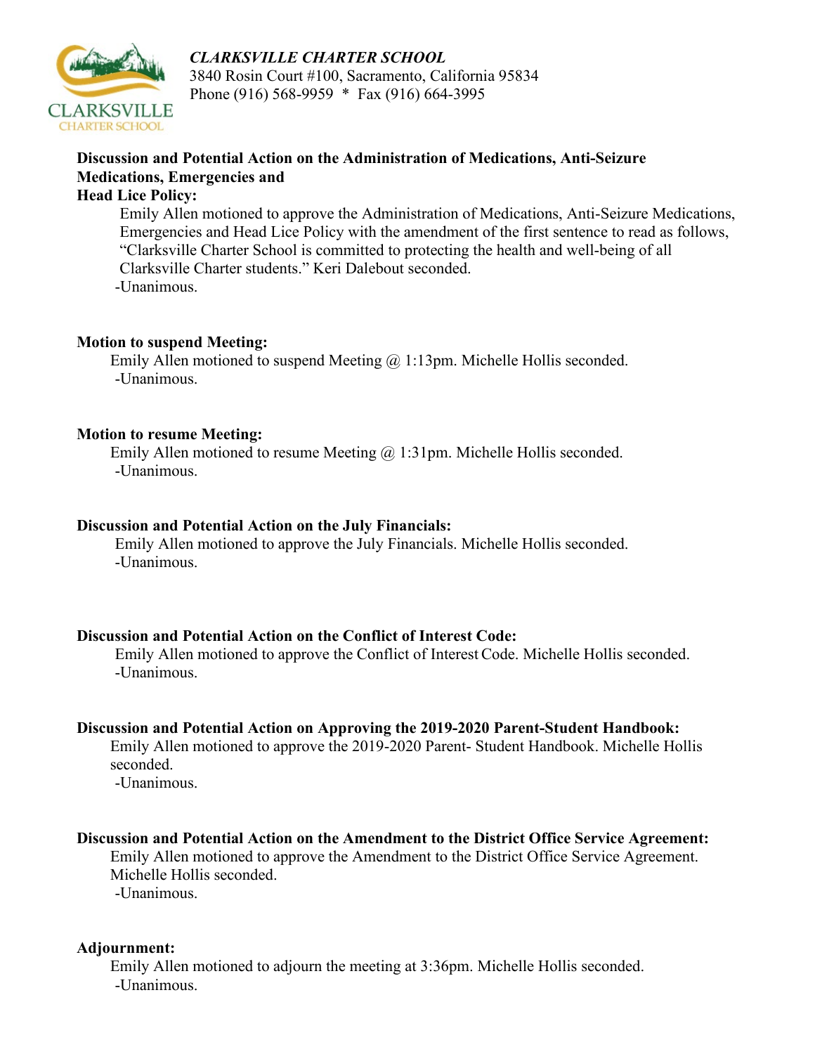*CLARKSVILLE CHARTER SCHOOL*
3840 Rosin Court #100, Sacramento, California 95834
Phone (916) 568-9959 * Fax (916) 664-3995

**Discussion and Potential Action on the Administration of Medications, Anti-Seizure Medications, Emergencies and Head Lice Policy:**

Emily Allen motioned to approve the Administration of Medications, Anti-Seizure Medications, Emergencies and Head Lice Policy with the amendment of the first sentence to read as follows, "Clarksville Charter School is committed to protecting the health and well-being of all Clarksville Charter students." Keri Dalebout seconded.

-Unanimous.

**Motion to suspend Meeting:**

Emily Allen motioned to suspend Meeting @ 1:13pm. Michelle Hollis seconded.

-Unanimous.

**Motion to resume Meeting:**

Emily Allen motioned to resume Meeting @ 1:31pm. Michelle Hollis seconded.

-Unanimous.

**Discussion and Potential Action on the July Financials:**

Emily Allen motioned to approve the July Financials. Michelle Hollis seconded.

-Unanimous.

**Discussion and Potential Action on the Conflict of Interest Code:**

Emily Allen motioned to approve the Conflict of Interest Code. Michelle Hollis seconded.

-Unanimous.

**Discussion and Potential Action on Approving the 2019-2020 Parent-Student Handbook:**

Emily Allen motioned to approve the 2019-2020 Parent- Student Handbook. Michelle Hollis seconded.

-Unanimous.

**Discussion and Potential Action on the Amendment to the District Office Service Agreement:**

Emily Allen motioned to approve the Amendment to the District Office Service Agreement. Michelle Hollis seconded.

-Unanimous.

**Adjournment:**

Emily Allen motioned to adjourn the meeting at 3:36pm. Michelle Hollis seconded.

-Unanimous.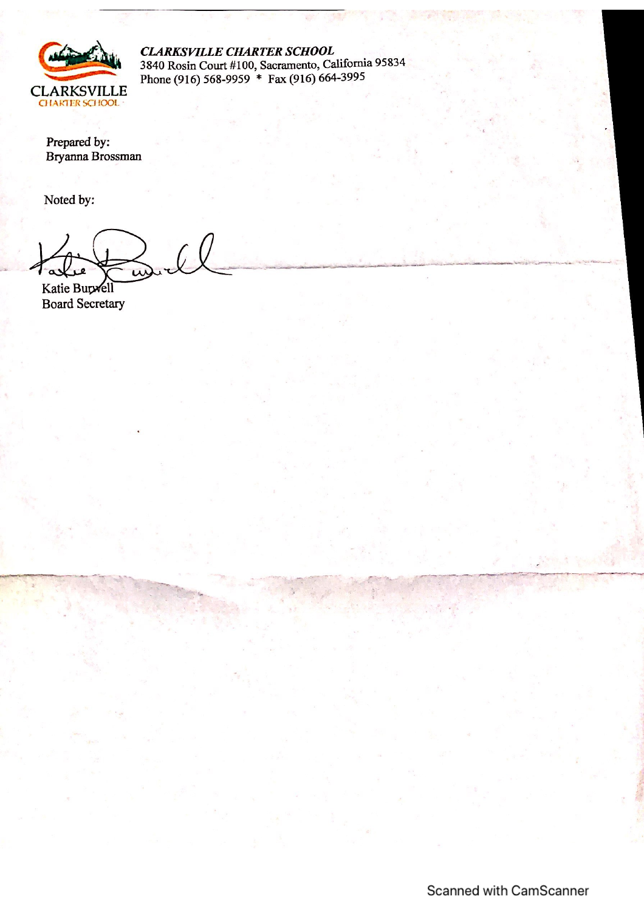***CLARKSVILLE CHARTER SCHOOL***
3840 Rosin Court #100, Sacramento, California 95834
Phone (916) 568-9959 * Fax (916) 664-3995

Prepared by:
Bryanna Brossman

Noted by:

Katie Burwell
Board Secretary

Scanned with CamScanner